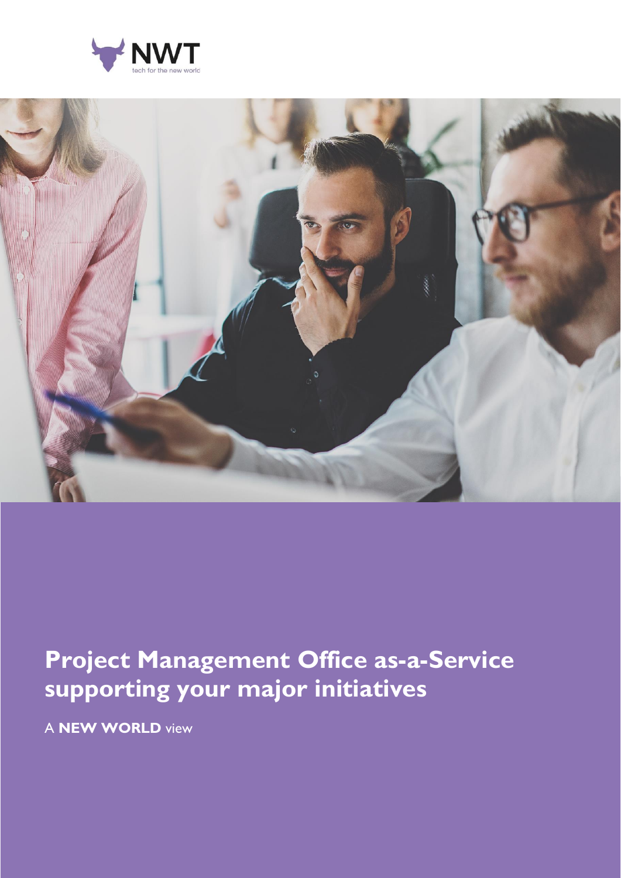NWT

tech for the new world

# Project Management Office as-a-Service supporting your major initiatives

A **NEW WORLD** view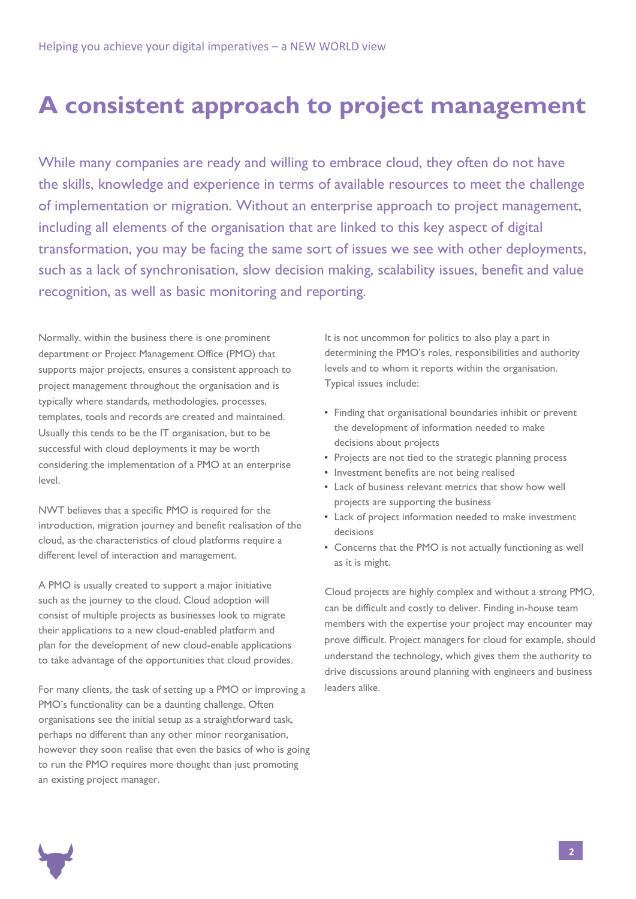# A consistent approach to project management

While many companies are ready and willing to embrace cloud, they often do not have the skills, knowledge and experience in terms of available resources to meet the challenge of implementation or migration. Without an enterprise approach to project management, including all elements of the organisation that are linked to this key aspect of digital transformation, you may be facing the same sort of issues we see with other deployments, such as a lack of synchronisation, slow decision making, scalability issues, benefit and value recognition, as well as basic monitoring and reporting.

Normally, within the business there is one prominent department or Project Management Office (PMO) that supports major projects, ensures a consistent approach to project management throughout the organisation and is typically where standards, methodologies, processes, templates, tools and records are created and maintained. Usually this tends to be the IT organisation, but to be successful with cloud deployments it may be worth considering the implementation of a PMO at an enterprise level.

NWT believes that a specific PMO is required for the introduction, migration journey and benefit realisation of the cloud, as the characteristics of cloud platforms require a different level of interaction and management.

A PMO is usually created to support a major initiative such as the journey to the cloud. Cloud adoption will consist of multiple projects as businesses look to migrate their applications to a new cloud-enabled platform and plan for the development of new cloud-enable applications to take advantage of the opportunities that cloud provides.

For many clients, the task of setting up a PMO or improving a PMO's functionality can be a daunting challenge. Often organisations see the initial setup as a straightforward task, perhaps no different than any other minor reorganisation, however they soon realise that even the basics of who is going to run the PMO requires more thought than just promoting an existing project manager.

It is not uncommon for politics to also play a part in determining the PMO's roles, responsibilities and authority levels and to whom it reports within the organisation. Typical issues include:

- Finding that organisational boundaries inhibit or prevent the development of information needed to make decisions about projects
- Projects are not tied to the strategic planning process
- Investment benefits are not being realised
- Lack of business relevant metrics that show how well projects are supporting the business
- Lack of project information needed to make investment decisions
- Concerns that the PMO is not actually functioning as well as it is might.

Cloud projects are highly complex and without a strong PMO, can be difficult and costly to deliver. Finding in-house team members with the expertise your project may encounter may prove difficult. Project managers for cloud for example, should understand the technology, which gives them the authority to drive discussions around planning with engineers and business leaders alike.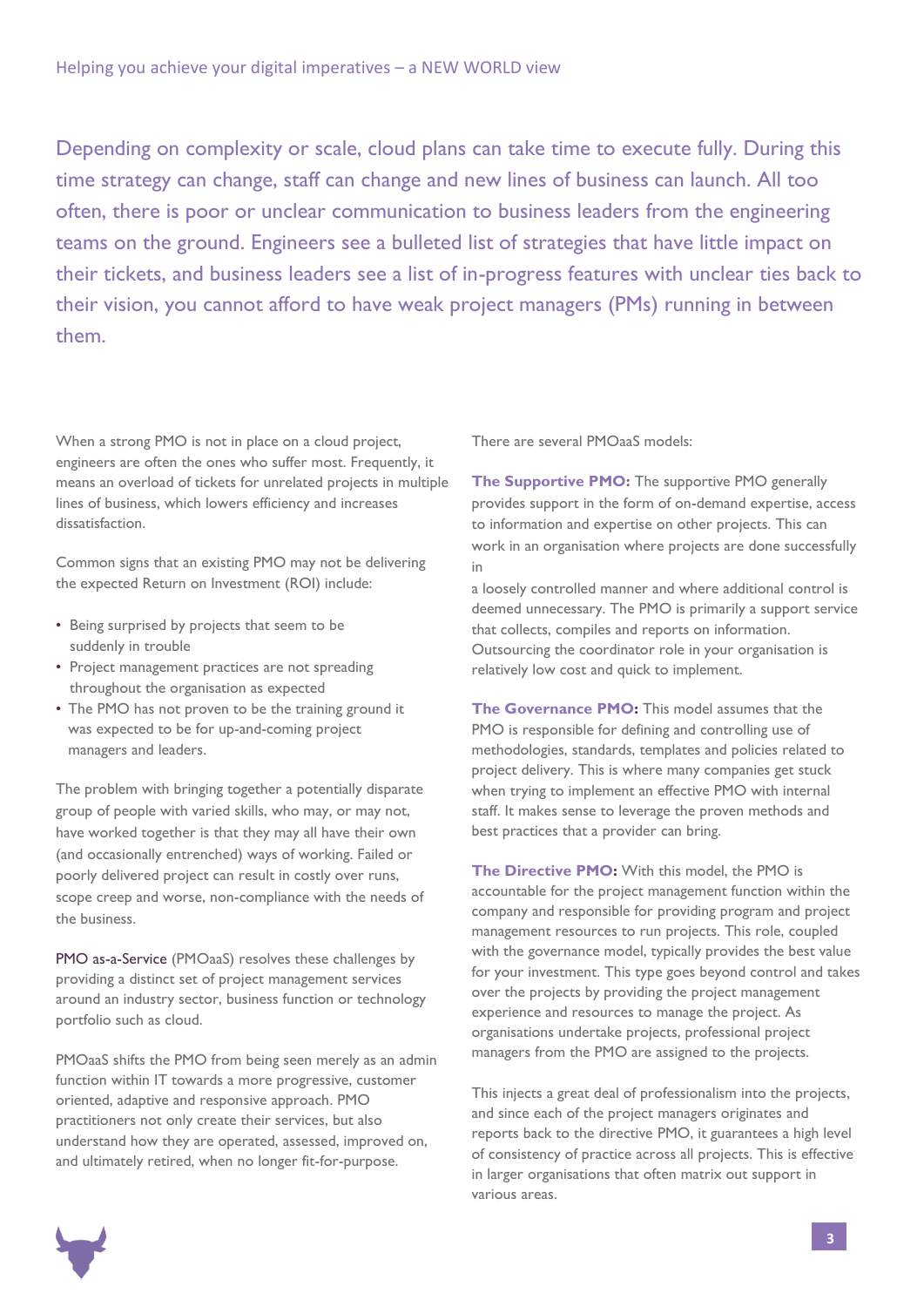Depending on complexity or scale, cloud plans can take time to execute fully. During this time strategy can change, staff can change and new lines of business can launch. All too often, there is poor or unclear communication to business leaders from the engineering teams on the ground. Engineers see a bulleted list of strategies that have little impact on their tickets, and business leaders see a list of in-progress features with unclear ties back to their vision, you cannot afford to have weak project managers (PMs) running in between them.

When a strong PMO is not in place on a cloud project, engineers are often the ones who suffer most. Frequently, it means an overload of tickets for unrelated projects in multiple lines of business, which lowers efficiency and increases dissatisfaction.

Common signs that an existing PMO may not be delivering the expected Return on Investment (ROI) include:

- Being surprised by projects that seem to be suddenly in trouble
- Project management practices are not spreading throughout the organisation as expected
- The PMO has not proven to be the training ground it was expected to be for up-and-coming project managers and leaders.

The problem with bringing together a potentially disparate group of people with varied skills, who may, or may not, have worked together is that they may all have their own (and occasionally entrenched) ways of working. Failed or poorly delivered project can result in costly over runs, scope creep and worse, non-compliance with the needs of the business.

PMO as-a-Service (PMOaaS) resolves these challenges by providing a distinct set of project management services around an industry sector, business function or technology portfolio such as cloud.

PMOaaS shifts the PMO from being seen merely as an admin function within IT towards a more progressive, customer oriented, adaptive and responsive approach. PMO practitioners not only create their services, but also understand how they are operated, assessed, improved on, and ultimately retired, when no longer fit-for-purpose.

There are several PMOaaS models:

**The Supportive PMO:** The supportive PMO generally provides support in the form of on-demand expertise, access to information and expertise on other projects. This can work in an organisation where projects are done successfully in a loosely controlled manner and where additional control is deemed unnecessary. The PMO is primarily a support service that collects, compiles and reports on information. Outsourcing the coordinator role in your organisation is relatively low cost and quick to implement.

**The Governance PMO:** This model assumes that the PMO is responsible for defining and controlling use of methodologies, standards, templates and policies related to project delivery. This is where many companies get stuck when trying to implement an effective PMO with internal staff. It makes sense to leverage the proven methods and best practices that a provider can bring.

**The Directive PMO:** With this model, the PMO is accountable for the project management function within the company and responsible for providing program and project management resources to run projects. This role, coupled with the governance model, typically provides the best value for your investment. This type goes beyond control and takes over the projects by providing the project management experience and resources to manage the project. As organisations undertake projects, professional project managers from the PMO are assigned to the projects.

This injects a great deal of professionalism into the projects, and since each of the project managers originates and reports back to the directive PMO, it guarantees a high level of consistency of practice across all projects. This is effective in larger organisations that often matrix out support in various areas.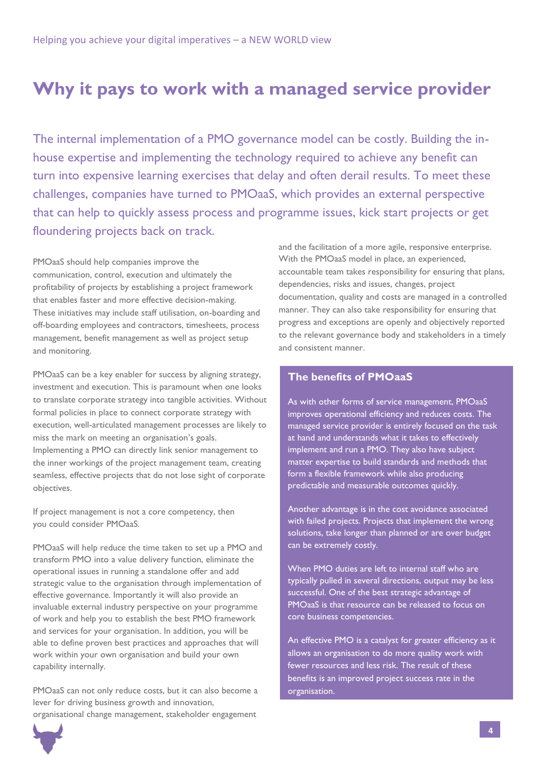# Why it pays to work with a managed service provider

The internal implementation of a PMO governance model can be costly. Building the in-house expertise and implementing the technology required to achieve any benefit can turn into expensive learning exercises that delay and often derail results. To meet these challenges, companies have turned to PMOaaS, which provides an external perspective that can help to quickly assess process and programme issues, kick start projects or get floundering projects back on track.

PMOaaS should help companies improve the communication, control, execution and ultimately the profitability of projects by establishing a project framework that enables faster and more effective decision-making. These initiatives may include staff utilisation, on-boarding and off-boarding employees and contractors, timesheets, process management, benefit management as well as project setup and monitoring.

PMOaaS can be a key enabler for success by aligning strategy, investment and execution. This is paramount when one looks to translate corporate strategy into tangible activities. Without formal policies in place to connect corporate strategy with execution, well-articulated management processes are likely to miss the mark on meeting an organisation's goals. Implementing a PMO can directly link senior management to the inner workings of the project management team, creating seamless, effective projects that do not lose sight of corporate objectives.

If project management is not a core competency, then you could consider PMOaaS.

PMOaaS will help reduce the time taken to set up a PMO and transform PMO into a value delivery function, eliminate the operational issues in running a standalone offer and add strategic value to the organisation through implementation of effective governance. Importantly it will also provide an invaluable external industry perspective on your programme of work and help you to establish the best PMO framework and services for your organisation. In addition, you will be able to define proven best practices and approaches that will work within your own organisation and build your own capability internally.

PMOaaS can not only reduce costs, but it can also become a lever for driving business growth and innovation, organisational change management, stakeholder engagement and the facilitation of a more agile, responsive enterprise. With the PMOaaS model in place, an experienced, accountable team takes responsibility for ensuring that plans, dependencies, risks and issues, changes, project documentation, quality and costs are managed in a controlled manner. They can also take responsibility for ensuring that progress and exceptions are openly and objectively reported to the relevant governance body and stakeholders in a timely and consistent manner.

## The benefits of PMOaaS

As with other forms of service management, PMOaaS improves operational efficiency and reduces costs. The managed service provider is entirely focused on the task at hand and understands what it takes to effectively implement and run a PMO. They also have subject matter expertise to build standards and methods that form a flexible framework while also producing predictable and measurable outcomes quickly.

Another advantage is in the cost avoidance associated with failed projects. Projects that implement the wrong solutions, take longer than planned or are over budget can be extremely costly.

When PMO duties are left to internal staff who are typically pulled in several directions, output may be less successful. One of the best strategic advantage of PMOaaS is that resource can be released to focus on core business competencies.

An effective PMO is a catalyst for greater efficiency as it allows an organisation to do more quality work with fewer resources and less risk. The result of these benefits is an improved project success rate in the organisation.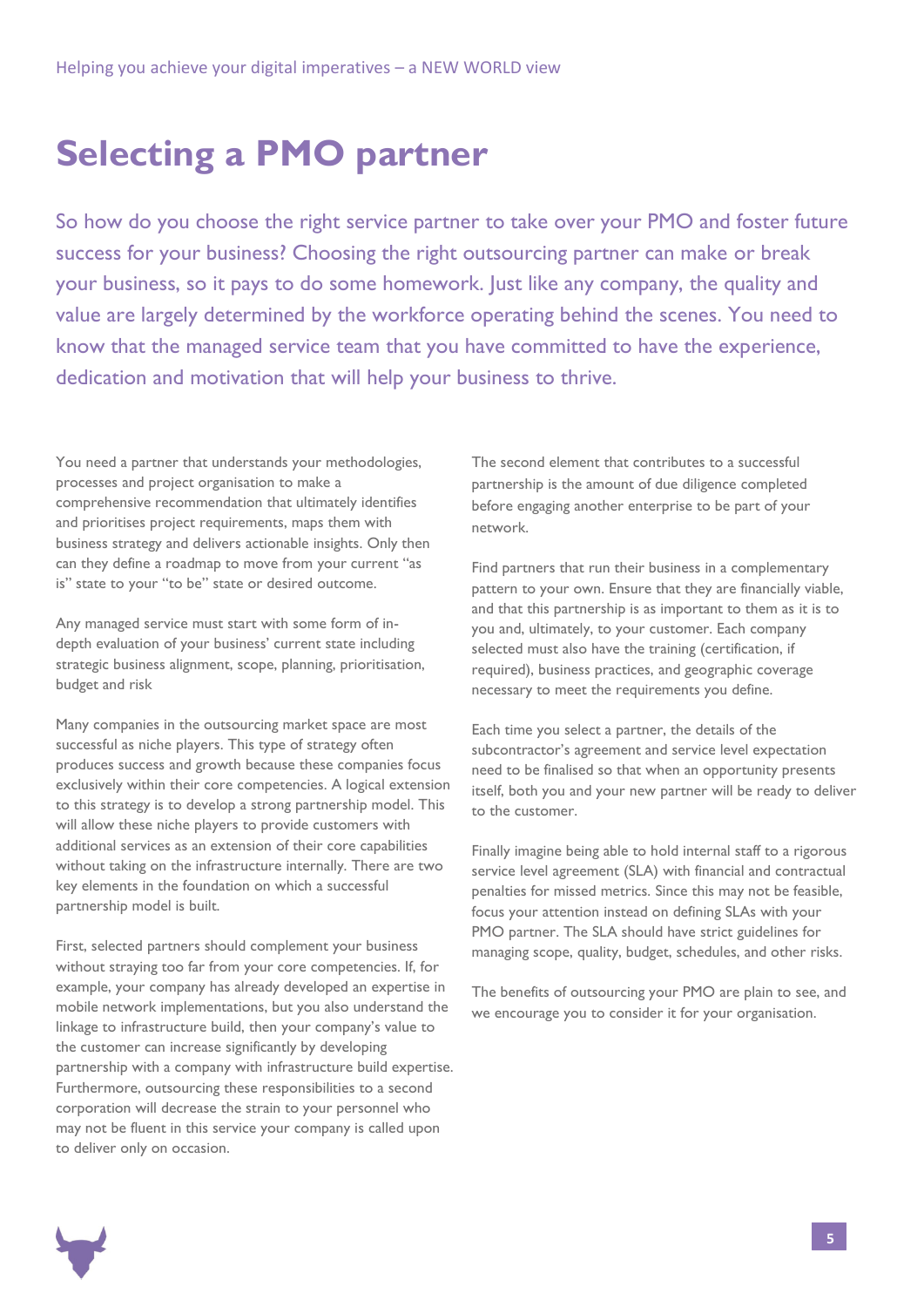# Selecting a PMO partner

So how do you choose the right service partner to take over your PMO and foster future success for your business? Choosing the right outsourcing partner can make or break your business, so it pays to do some homework. Just like any company, the quality and value are largely determined by the workforce operating behind the scenes. You need to know that the managed service team that you have committed to have the experience, dedication and motivation that will help your business to thrive.

You need a partner that understands your methodologies, processes and project organisation to make a comprehensive recommendation that ultimately identifies and prioritises project requirements, maps them with business strategy and delivers actionable insights. Only then can they define a roadmap to move from your current "as is" state to your "to be" state or desired outcome.

Any managed service must start with some form of in-depth evaluation of your business' current state including strategic business alignment, scope, planning, prioritisation, budget and risk

Many companies in the outsourcing market space are most successful as niche players. This type of strategy often produces success and growth because these companies focus exclusively within their core competencies. A logical extension to this strategy is to develop a strong partnership model. This will allow these niche players to provide customers with additional services as an extension of their core capabilities without taking on the infrastructure internally. There are two key elements in the foundation on which a successful partnership model is built.

First, selected partners should complement your business without straying too far from your core competencies. If, for example, your company has already developed an expertise in mobile network implementations, but you also understand the linkage to infrastructure build, then your company's value to the customer can increase significantly by developing partnership with a company with infrastructure build expertise. Furthermore, outsourcing these responsibilities to a second corporation will decrease the strain to your personnel who may not be fluent in this service your company is called upon to deliver only on occasion.

The second element that contributes to a successful partnership is the amount of due diligence completed before engaging another enterprise to be part of your network.

Find partners that run their business in a complementary pattern to your own. Ensure that they are financially viable, and that this partnership is as important to them as it is to you and, ultimately, to your customer. Each company selected must also have the training (certification, if required), business practices, and geographic coverage necessary to meet the requirements you define.

Each time you select a partner, the details of the subcontractor's agreement and service level expectation need to be finalised so that when an opportunity presents itself, both you and your new partner will be ready to deliver to the customer.

Finally imagine being able to hold internal staff to a rigorous service level agreement (SLA) with financial and contractual penalties for missed metrics. Since this may not be feasible, focus your attention instead on defining SLAs with your PMO partner. The SLA should have strict guidelines for managing scope, quality, budget, schedules, and other risks.

The benefits of outsourcing your PMO are plain to see, and we encourage you to consider it for your organisation.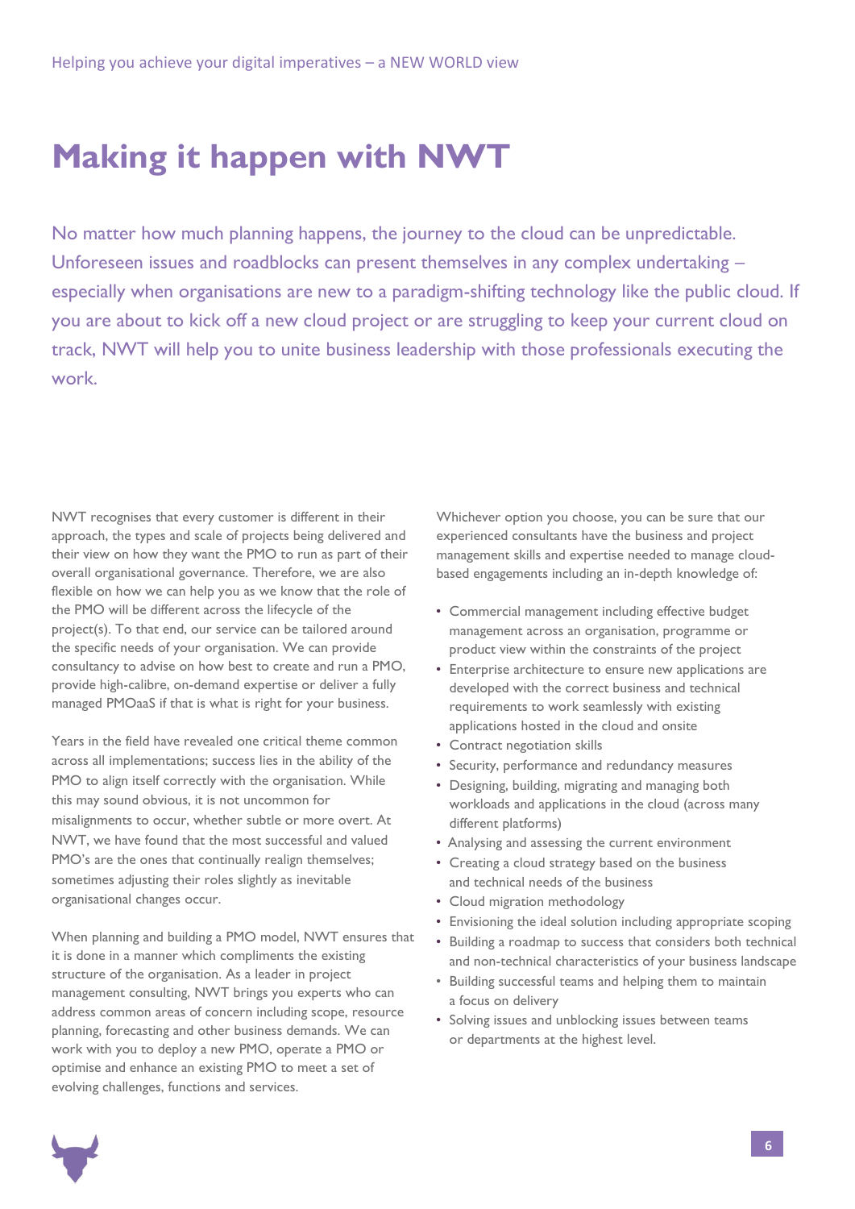# Making it happen with NWT

No matter how much planning happens, the journey to the cloud can be unpredictable. Unforeseen issues and roadblocks can present themselves in any complex undertaking – especially when organisations are new to a paradigm-shifting technology like the public cloud. If you are about to kick off a new cloud project or are struggling to keep your current cloud on track, NWT will help you to unite business leadership with those professionals executing the work.

NWT recognises that every customer is different in their approach, the types and scale of projects being delivered and their view on how they want the PMO to run as part of their overall organisational governance. Therefore, we are also flexible on how we can help you as we know that the role of the PMO will be different across the lifecycle of the project(s). To that end, our service can be tailored around the specific needs of your organisation. We can provide consultancy to advise on how best to create and run a PMO, provide high-calibre, on-demand expertise or deliver a fully managed PMOaaS if that is what is right for your business.

Years in the field have revealed one critical theme common across all implementations; success lies in the ability of the PMO to align itself correctly with the organisation. While this may sound obvious, it is not uncommon for misalignments to occur, whether subtle or more overt. At NWT, we have found that the most successful and valued PMO's are the ones that continually realign themselves; sometimes adjusting their roles slightly as inevitable organisational changes occur.

When planning and building a PMO model, NWT ensures that it is done in a manner which compliments the existing structure of the organisation. As a leader in project management consulting, NWT brings you experts who can address common areas of concern including scope, resource planning, forecasting and other business demands. We can work with you to deploy a new PMO, operate a PMO or optimise and enhance an existing PMO to meet a set of evolving challenges, functions and services.

Whichever option you choose, you can be sure that our experienced consultants have the business and project management skills and expertise needed to manage cloud-based engagements including an in-depth knowledge of:

- Commercial management including effective budget management across an organisation, programme or product view within the constraints of the project
- Enterprise architecture to ensure new applications are developed with the correct business and technical requirements to work seamlessly with existing applications hosted in the cloud and onsite
- Contract negotiation skills
- Security, performance and redundancy measures
- Designing, building, migrating and managing both workloads and applications in the cloud (across many different platforms)
- Analysing and assessing the current environment
- Creating a cloud strategy based on the business and technical needs of the business
- Cloud migration methodology
- Envisioning the ideal solution including appropriate scoping
- Building a roadmap to success that considers both technical and non-technical characteristics of your business landscape
- Building successful teams and helping them to maintain a focus on delivery
- Solving issues and unblocking issues between teams or departments at the highest level.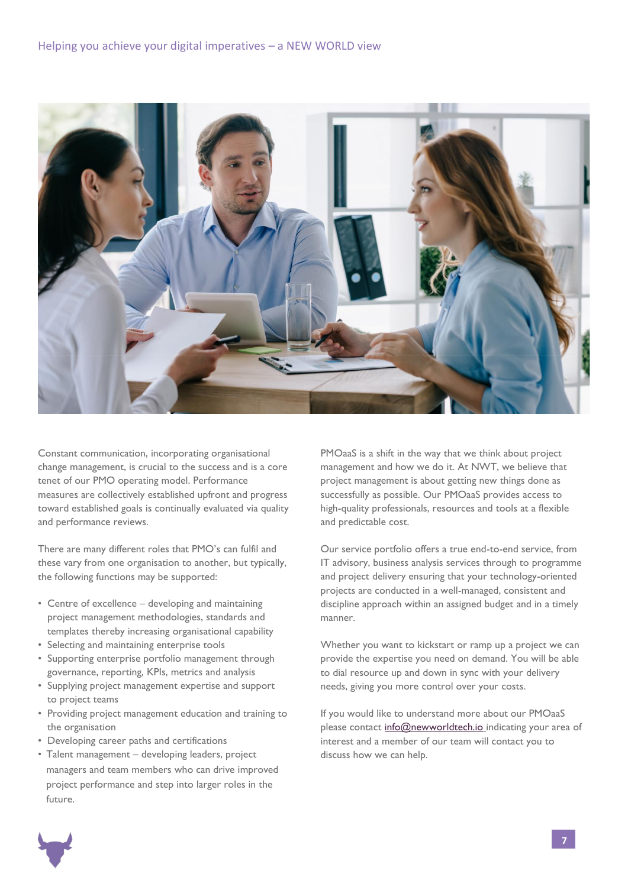Constant communication, incorporating organisational change management, is crucial to the success and is a core tenet of our PMO operating model. Performance measures are collectively established upfront and progress toward established goals is continually evaluated via quality and performance reviews.

There are many different roles that PMO's can fulfil and these vary from one organisation to another, but typically, the following functions may be supported:

- Centre of excellence – developing and maintaining project management methodologies, standards and templates thereby increasing organisational capability
- Selecting and maintaining enterprise tools
- Supporting enterprise portfolio management through governance, reporting, KPIs, metrics and analysis
- Supplying project management expertise and support to project teams
- Providing project management education and training to the organisation
- Developing career paths and certifications
- Talent management – developing leaders, project managers and team members who can drive improved project performance and step into larger roles in the future.

PMOaaS is a shift in the way that we think about project management and how we do it. At NWT, we believe that project management is about getting new things done as successfully as possible. Our PMOaaS provides access to high-quality professionals, resources and tools at a flexible and predictable cost.

Our service portfolio offers a true end-to-end service, from IT advisory, business analysis services through to programme and project delivery ensuring that your technology-oriented projects are conducted in a well-managed, consistent and discipline approach within an assigned budget and in a timely manner.

Whether you want to kickstart or ramp up a project we can provide the expertise you need on demand. You will be able to dial resource up and down in sync with your delivery needs, giving you more control over your costs.

If you would like to understand more about our PMOaaS please contact info@newworldtech.io indicating your area of interest and a member of our team will contact you to discuss how we can help.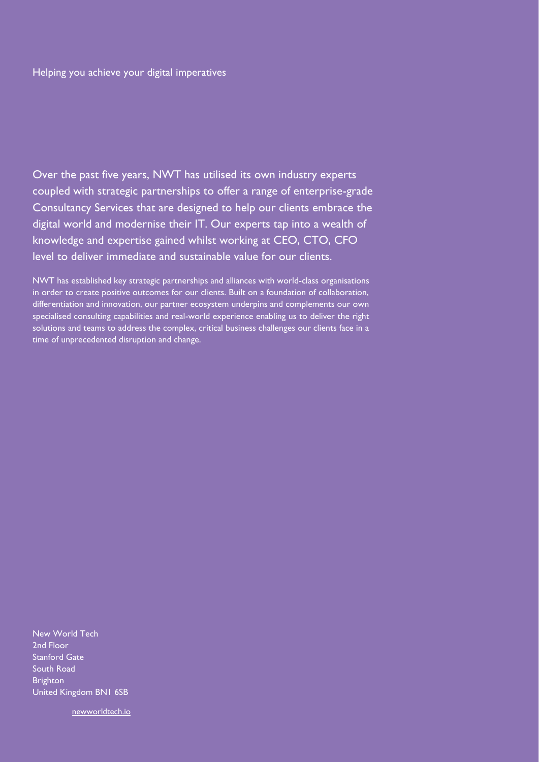Helping you achieve your digital imperatives

Over the past five years, NWT has utilised its own industry experts coupled with strategic partnerships to offer a range of enterprise-grade Consultancy Services that are designed to help our clients embrace the digital world and modernise their IT. Our experts tap into a wealth of knowledge and expertise gained whilst working at CEO, CTO, CFO level to deliver immediate and sustainable value for our clients.

NWT has established key strategic partnerships and alliances with world-class organisations in order to create positive outcomes for our clients. Built on a foundation of collaboration, differentiation and innovation, our partner ecosystem underpins and complements our own specialised consulting capabilities and real-world experience enabling us to deliver the right solutions and teams to address the complex, critical business challenges our clients face in a time of unprecedented disruption and change.

New World Tech
2nd Floor
Stanford Gate
South Road
Brighton
United Kingdom BN1 6SB

newworldtech.io